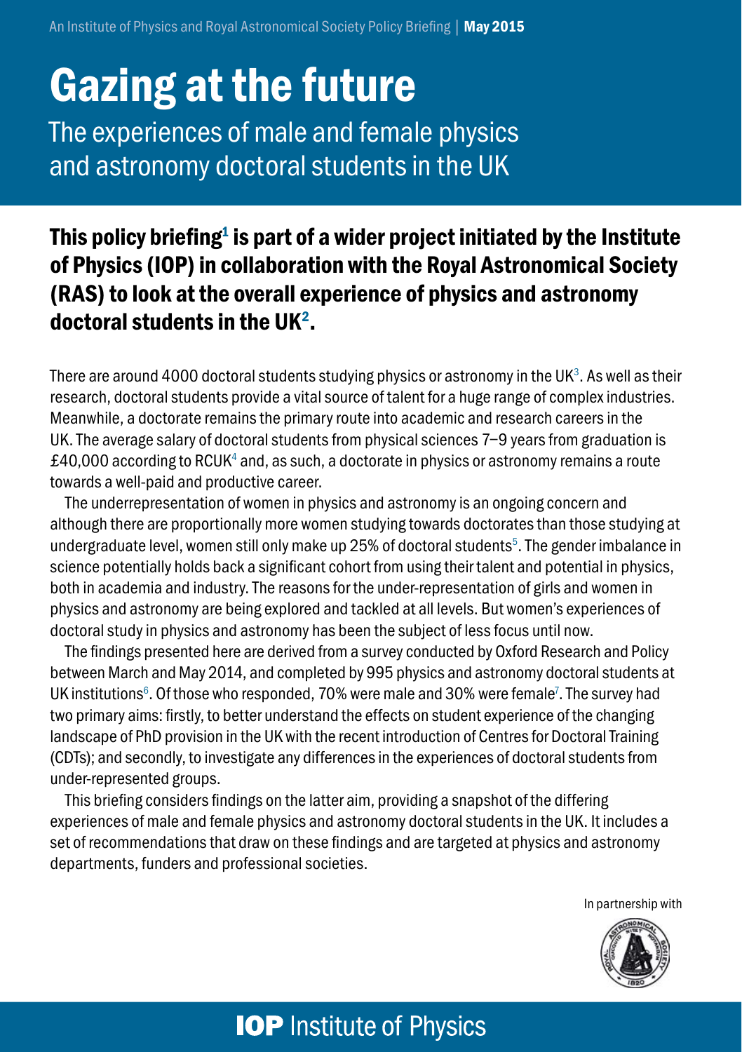An Institute of Physics and Royal Astronomical Society Policy Briefing | **May 2015**

# Gazing at the future

## The experiences of male and female physics and astronomy doctoral students in the UK

**This policy briefing[1] is part of a wider project initiated by the Institute of Physics (IOP) in collaboration with the Royal Astronomical Society (RAS) to look at the overall experience of physics and astronomy doctoral students in the UK[2].**

There are around 4000 doctoral students studying physics or astronomy in the UK[3]. As well as their research, doctoral students provide a vital source of talent for a huge range of complex industries. Meanwhile, a doctorate remains the primary route into academic and research careers in the UK. The average salary of doctoral students from physical sciences 7–9 years from graduation is £40,000 according to RCUK[4] and, as such, a doctorate in physics or astronomy remains a route towards a well-paid and productive career.

The underrepresentation of women in physics and astronomy is an ongoing concern and although there are proportionally more women studying towards doctorates than those studying at undergraduate level, women still only make up 25% of doctoral students[5]. The gender imbalance in science potentially holds back a significant cohort from using their talent and potential in physics, both in academia and industry. The reasons for the under-representation of girls and women in physics and astronomy are being explored and tackled at all levels. But women's experiences of doctoral study in physics and astronomy has been the subject of less focus until now.

The findings presented here are derived from a survey conducted by Oxford Research and Policy between March and May 2014, and completed by 995 physics and astronomy doctoral students at UK institutions[6]. Of those who responded, 70% were male and 30% were female[7]. The survey had two primary aims: firstly, to better understand the effects on student experience of the changing landscape of PhD provision in the UK with the recent introduction of Centres for Doctoral Training (CDTs); and secondly, to investigate any differences in the experiences of doctoral students from under-represented groups.

This briefing considers findings on the latter aim, providing a snapshot of the differing experiences of male and female physics and astronomy doctoral students in the UK. It includes a set of recommendations that draw on these findings and are targeted at physics and astronomy departments, funders and professional societies.

In partnership with

**IOP** Institute of Physics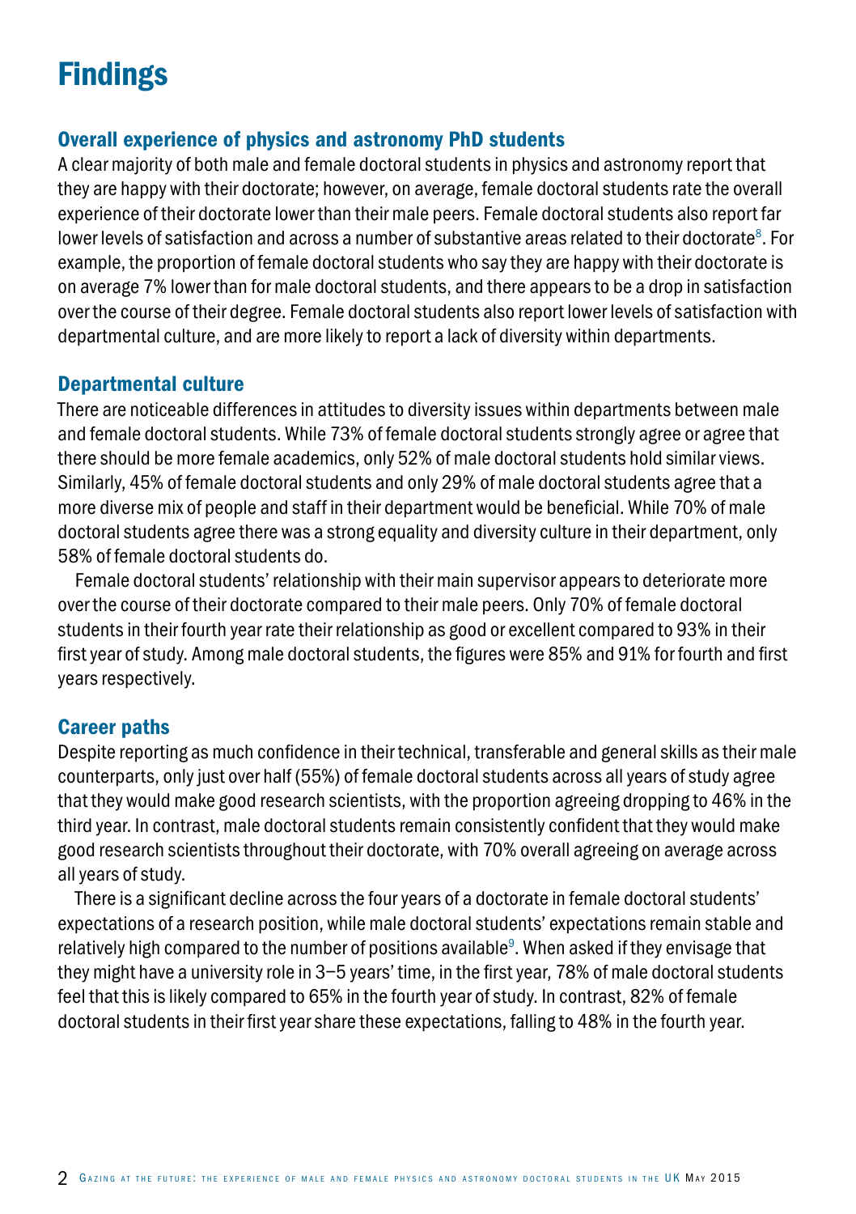# Findings

## Overall experience of physics and astronomy PhD students

A clear majority of both male and female doctoral students in physics and astronomy report that they are happy with their doctorate; however, on average, female doctoral students rate the overall experience of their doctorate lower than their male peers. Female doctoral students also report far lower levels of satisfaction and across a number of substantive areas related to their doctorate[8]. For example, the proportion of female doctoral students who say they are happy with their doctorate is on average 7% lower than for male doctoral students, and there appears to be a drop in satisfaction over the course of their degree. Female doctoral students also report lower levels of satisfaction with departmental culture, and are more likely to report a lack of diversity within departments.

## Departmental culture

There are noticeable differences in attitudes to diversity issues within departments between male and female doctoral students. While 73% of female doctoral students strongly agree or agree that there should be more female academics, only 52% of male doctoral students hold similar views. Similarly, 45% of female doctoral students and only 29% of male doctoral students agree that a more diverse mix of people and staff in their department would be beneficial. While 70% of male doctoral students agree there was a strong equality and diversity culture in their department, only 58% of female doctoral students do.

Female doctoral students' relationship with their main supervisor appears to deteriorate more over the course of their doctorate compared to their male peers. Only 70% of female doctoral students in their fourth year rate their relationship as good or excellent compared to 93% in their first year of study. Among male doctoral students, the figures were 85% and 91% for fourth and first years respectively.

## Career paths

Despite reporting as much confidence in their technical, transferable and general skills as their male counterparts, only just over half (55%) of female doctoral students across all years of study agree that they would make good research scientists, with the proportion agreeing dropping to 46% in the third year. In contrast, male doctoral students remain consistently confident that they would make good research scientists throughout their doctorate, with 70% overall agreeing on average across all years of study.

There is a significant decline across the four years of a doctorate in female doctoral students' expectations of a research position, while male doctoral students' expectations remain stable and relatively high compared to the number of positions available[9]. When asked if they envisage that they might have a university role in 3–5 years' time, in the first year, 78% of male doctoral students feel that this is likely compared to 65% in the fourth year of study. In contrast, 82% of female doctoral students in their first year share these expectations, falling to 48% in the fourth year.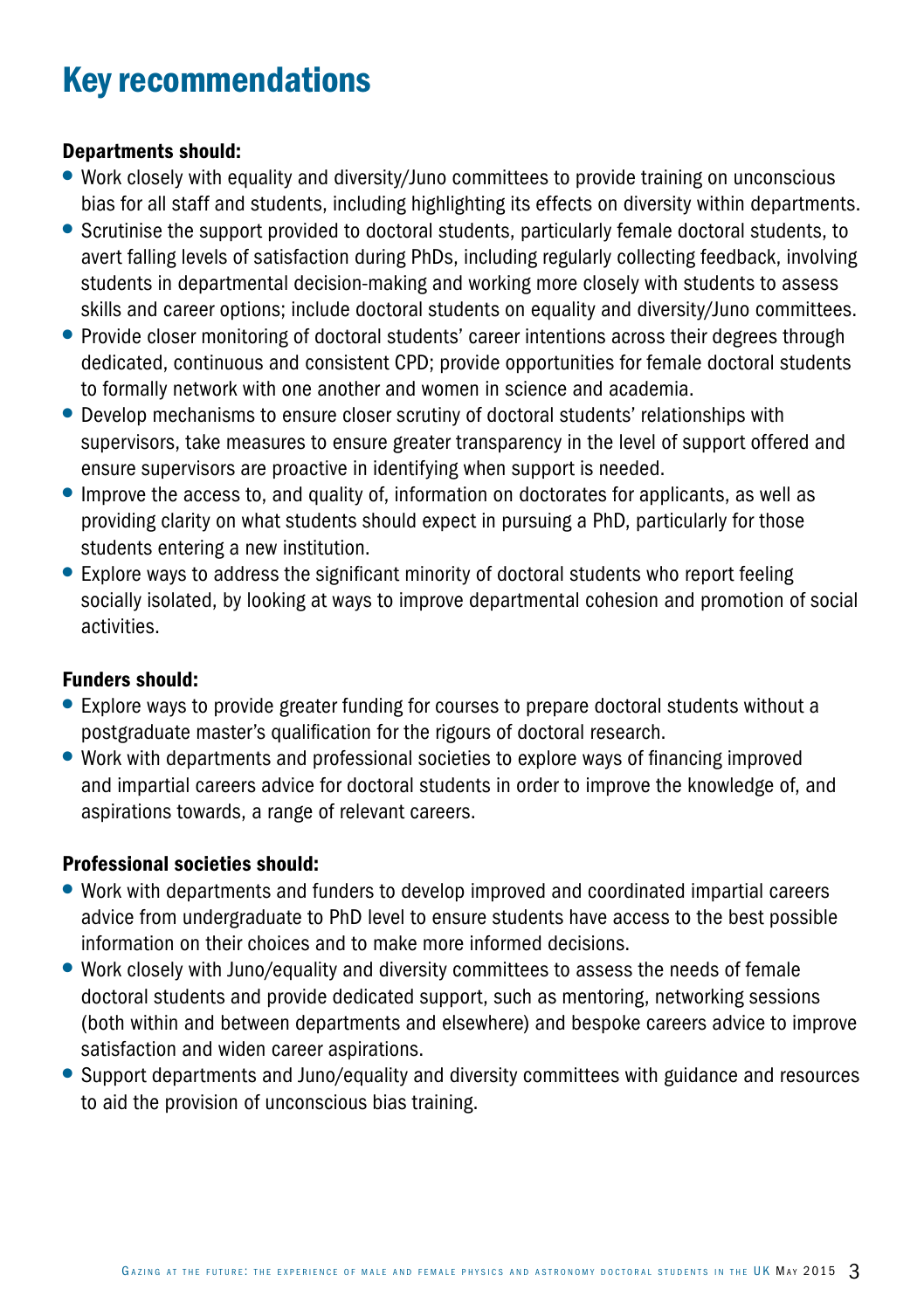# Key recommendations

**Departments should:**

- Work closely with equality and diversity/Juno committees to provide training on unconscious bias for all staff and students, including highlighting its effects on diversity within departments.
- Scrutinise the support provided to doctoral students, particularly female doctoral students, to avert falling levels of satisfaction during PhDs, including regularly collecting feedback, involving students in departmental decision-making and working more closely with students to assess skills and career options; include doctoral students on equality and diversity/Juno committees.
- Provide closer monitoring of doctoral students' career intentions across their degrees through dedicated, continuous and consistent CPD; provide opportunities for female doctoral students to formally network with one another and women in science and academia.
- Develop mechanisms to ensure closer scrutiny of doctoral students' relationships with supervisors, take measures to ensure greater transparency in the level of support offered and ensure supervisors are proactive in identifying when support is needed.
- Improve the access to, and quality of, information on doctorates for applicants, as well as providing clarity on what students should expect in pursuing a PhD, particularly for those students entering a new institution.
- Explore ways to address the significant minority of doctoral students who report feeling socially isolated, by looking at ways to improve departmental cohesion and promotion of social activities.

**Funders should:**

- Explore ways to provide greater funding for courses to prepare doctoral students without a postgraduate master's qualification for the rigours of doctoral research.
- Work with departments and professional societies to explore ways of financing improved and impartial careers advice for doctoral students in order to improve the knowledge of, and aspirations towards, a range of relevant careers.

**Professional societies should:**

- Work with departments and funders to develop improved and coordinated impartial careers advice from undergraduate to PhD level to ensure students have access to the best possible information on their choices and to make more informed decisions.
- Work closely with Juno/equality and diversity committees to assess the needs of female doctoral students and provide dedicated support, such as mentoring, networking sessions (both within and between departments and elsewhere) and bespoke careers advice to improve satisfaction and widen career aspirations.
- Support departments and Juno/equality and diversity committees with guidance and resources to aid the provision of unconscious bias training.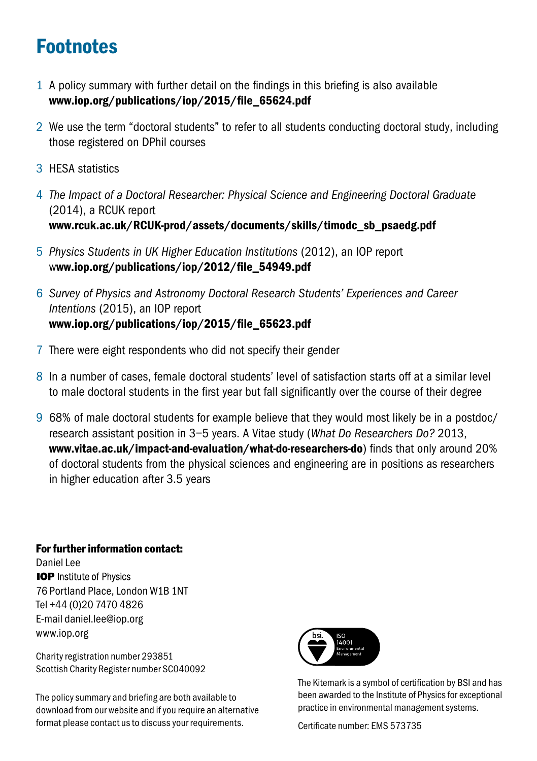# Footnotes

1. A policy summary with further detail on the findings in this briefing is also available **www.iop.org/publications/iop/2015/file_65624.pdf**
2. We use the term "doctoral students" to refer to all students conducting doctoral study, including those registered on DPhil courses
3. HESA statistics
4. *The Impact of a Doctoral Researcher: Physical Science and Engineering Doctoral Graduate* (2014), a RCUK report **www.rcuk.ac.uk/RCUK-prod/assets/documents/skills/timodc_sb_psaedg.pdf**
5. *Physics Students in UK Higher Education Institutions* (2012), an IOP report w**ww.iop.org/publications/iop/2012/file_54949.pdf**
6. *Survey of Physics and Astronomy Doctoral Research Students' Experiences and Career Intentions* (2015), an IOP report **www.iop.org/publications/iop/2015/file_65623.pdf**
7. There were eight respondents who did not specify their gender
8. In a number of cases, female doctoral students' level of satisfaction starts off at a similar level to male doctoral students in the first year but fall significantly over the course of their degree
9. 68% of male doctoral students for example believe that they would most likely be in a postdoc/research assistant position in 3–5 years. A Vitae study (*What Do Researchers Do?* 2013, **www.vitae.ac.uk/impact-and-evaluation/what-do-researchers-do**) finds that only around 20% of doctoral students from the physical sciences and engineering are in positions as researchers in higher education after 3.5 years

**For further information contact:**
Daniel Lee
**IOP** Institute of Physics
76 Portland Place, London W1B 1NT
Tel +44 (0)20 7470 4826
E-mail daniel.lee@iop.org
www.iop.org

Charity registration number 293851
Scottish Charity Register number SC040092

The policy summary and briefing are both available to download from our website and if you require an alternative format please contact us to discuss your requirements.

bsi. ISO 14001 Environmental Management

The Kitemark is a symbol of certification by BSI and has been awarded to the Institute of Physics for exceptional practice in environmental management systems.

Certificate number: EMS 573735